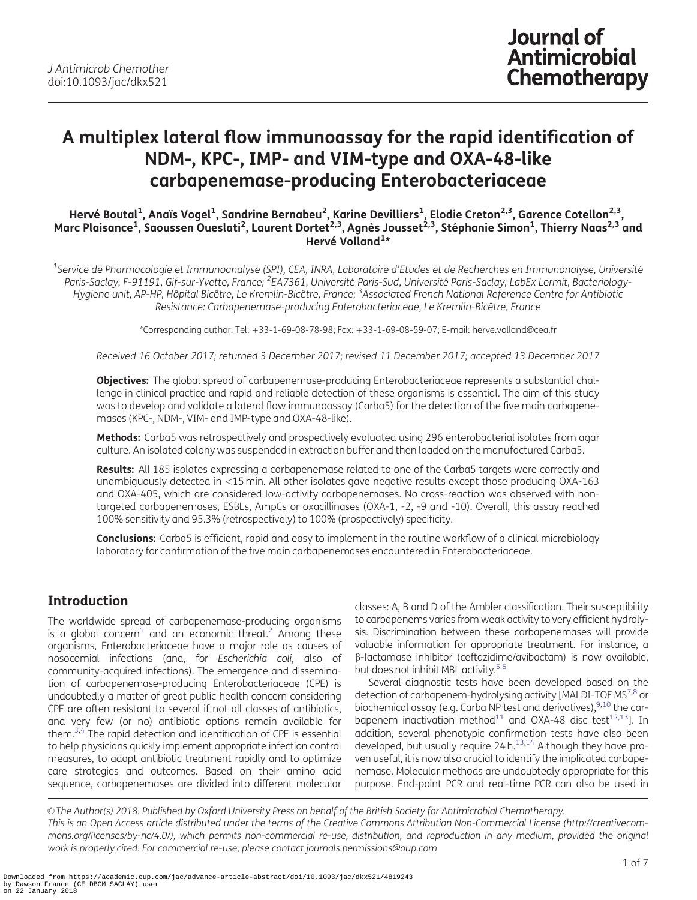# A multiplex lateral flow immunoassay for the rapid identification of NDM-, KPC-, IMP- and VIM-type and OXA-48-like carbapenemase-producing Enterobacteriaceae

**Hervé Boutal[1], Anaïs Vogel[1], Sandrine Bernabeu[2], Karine Devilliers[1], Elodie Creton[2,3], Garence Cotellon[2,3], Marc Plaisance[1], Saoussen Oueslati[2], Laurent Dortet[2,3], Agnès Jousset[2,3], Stéphanie Simon[1], Thierry Naas[2,3] and Hervé Volland[1]***

*[1]Service de Pharmacologie et Immunoanalyse (SPI), CEA, INRA, Laboratoire d'Etudes et de Recherches en Immunonalyse, Université Paris-Saclay, F-91191, Gif-sur-Yvette, France; [2]EA7361, Université Paris-Sud, Université Paris-Saclay, LabEx Lermit, Bacteriology-Hygiene unit, AP-HP, Hôpital Bicêtre, Le Kremlin-Bicêtre, France; [3]Associated French National Reference Centre for Antibiotic Resistance: Carbapenemase-producing Enterobacteriaceae, Le Kremlin-Bicêtre, France*

*Corresponding author. Tel: +33-1-69-08-78-98; Fax: +33-1-69-08-59-07; E-mail: herve.volland@cea.fr

*Received 16 October 2017; returned 3 December 2017; revised 11 December 2017; accepted 13 December 2017*

**Objectives:** The global spread of carbapenemase-producing Enterobacteriaceae represents a substantial challenge in clinical practice and rapid and reliable detection of these organisms is essential. The aim of this study was to develop and validate a lateral flow immunoassay (Carba5) for the detection of the five main carbapenemases (KPC-, NDM-, VIM- and IMP-type and OXA-48-like).

**Methods:** Carba5 was retrospectively and prospectively evaluated using 296 enterobacterial isolates from agar culture. An isolated colony was suspended in extraction buffer and then loaded on the manufactured Carba5.

**Results:** All 185 isolates expressing a carbapenemase related to one of the Carba5 targets were correctly and unambiguously detected in <15 min. All other isolates gave negative results except those producing OXA-163 and OXA-405, which are considered low-activity carbapenemases. No cross-reaction was observed with non-targeted carbapenemases, ESBLs, AmpCs or oxacillinases (OXA-1, -2, -9 and -10). Overall, this assay reached 100% sensitivity and 95.3% (retrospectively) to 100% (prospectively) specificity.

**Conclusions:** Carba5 is efficient, rapid and easy to implement in the routine workflow of a clinical microbiology laboratory for confirmation of the five main carbapenemases encountered in Enterobacteriaceae.

## Introduction

The worldwide spread of carbapenemase-producing organisms is a global concern[1] and an economic threat.[2] Among these organisms, Enterobacteriaceae have a major role as causes of nosocomial infections (and, for *Escherichia coli*, also of community-acquired infections). The emergence and dissemination of carbapenemase-producing Enterobacteriaceae (CPE) is undoubtedly a matter of great public health concern considering CPE are often resistant to several if not all classes of antibiotics, and very few (or no) antibiotic options remain available for them.[3,4] The rapid detection and identification of CPE is essential to help physicians quickly implement appropriate infection control measures, to adapt antibiotic treatment rapidly and to optimize care strategies and outcomes. Based on their amino acid sequence, carbapenemases are divided into different molecular classes: A, B and D of the Ambler classification. Their susceptibility to carbapenems varies from weak activity to very efficient hydrolysis. Discrimination between these carbapenemases will provide valuable information for appropriate treatment. For instance, a β-lactamase inhibitor (ceftazidime/avibactam) is now available, but does not inhibit MBL activity.[5,6]

Several diagnostic tests have been developed based on the detection of carbapenem-hydrolysing activity [MALDI-TOF MS[7,8] or biochemical assay (e.g. Carba NP test and derivatives),[9,10] the carbapenem inactivation method[11] and OXA-48 disc test[12,13]]. In addition, several phenotypic confirmation tests have also been developed, but usually require 24 h.[13,14] Although they have proven useful, it is now also crucial to identify the implicated carbapenemase. Molecular methods are undoubtedly appropriate for this purpose. End-point PCR and real-time PCR can also be used in

© The Author(s) 2018. Published by Oxford University Press on behalf of the British Society for Antimicrobial Chemotherapy. This is an Open Access article distributed under the terms of the Creative Commons Attribution Non-Commercial License (http://creativecommons.org/licenses/by-nc/4.0/), which permits non-commercial re-use, distribution, and reproduction in any medium, provided the original work is properly cited. For commercial re-use, please contact journals.permissions@oup.com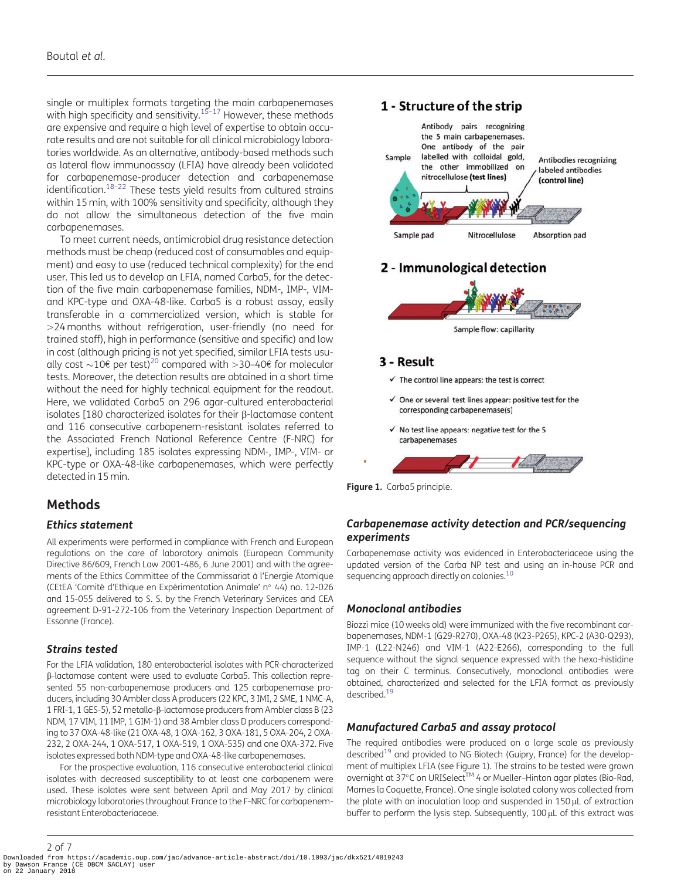single or multiplex formats targeting the main carbapenemases with high specificity and sensitivity.[15–17] However, these methods are expensive and require a high level of expertise to obtain accurate results and are not suitable for all clinical microbiology laboratories worldwide. As an alternative, antibody-based methods such as lateral flow immunoassay (LFIA) have already been validated for carbapenemase-producer detection and carbapenemase identification.[18–22] These tests yield results from cultured strains within 15 min, with 100% sensitivity and specificity, although they do not allow the simultaneous detection of the five main carbapenemases.

To meet current needs, antimicrobial drug resistance detection methods must be cheap (reduced cost of consumables and equipment) and easy to use (reduced technical complexity) for the end user. This led us to develop an LFIA, named Carba5, for the detection of the five main carbapenemase families, NDM-, IMP-, VIM- and KPC-type and OXA-48-like. Carba5 is a robust assay, easily transferable in a commercialized version, which is stable for >24 months without refrigeration, user-friendly (no need for trained staff), high in performance (sensitive and specific) and low in cost (although pricing is not yet specified, similar LFIA tests usually cost ∼10€ per test)[20] compared with >30–40€ for molecular tests. Moreover, the detection results are obtained in a short time without the need for highly technical equipment for the readout. Here, we validated Carba5 on 296 agar-cultured enterobacterial isolates [180 characterized isolates for their β-lactamase content and 116 consecutive carbapenem-resistant isolates referred to the Associated French National Reference Centre (F-NRC) for expertise], including 185 isolates expressing NDM-, IMP-, VIM- or KPC-type or OXA-48-like carbapenemases, which were perfectly detected in 15 min.

**1 - Structure of the strip**

Sample — Antibody pairs recognizing the 5 main carbapenemases. One antibody of the pair labelled with colloidal gold, the other immobilized on nitrocellulose **(test lines)** — Antibodies recognizing labeled antibodies **(control line)**

Sample pad — Nitrocellulose — Absorption pad

**2 - Immunological detection**

Sample flow: capillarity

**3 - Result**

- ✓ The control line appears: the test is correct
- ✓ One or several test lines appear: positive test for the corresponding carbapenemase(s)
- ✓ No test line appears: negative test for the 5 carbapenemases

**Figure 1.** Carba5 principle.

## Methods

### Ethics statement

All experiments were performed in compliance with French and European regulations on the care of laboratory animals (European Community Directive 86/609, French Law 2001-486, 6 June 2001) and with the agreements of the Ethics Committee of the Commissariat à l'Energie Atomique (CEtEA 'Comité d'Ethique en Expérimentation Animale' n° 44) no. 12-026 and 15-055 delivered to S. S. by the French Veterinary Services and CEA agreement D-91-272-106 from the Veterinary Inspection Department of Essonne (France).

### Strains tested

For the LFIA validation, 180 enterobacterial isolates with PCR-characterized β-lactamase content were used to evaluate Carba5. This collection represented 55 non-carbapenemase producers and 125 carbapenemase producers, including 30 Ambler class A producers (22 KPC, 3 IMI, 2 SME, 1 NMC-A, 1 FRI-1, 1 GES-5), 52 metallo-β-lactamase producers from Ambler class B (23 NDM, 17 VIM, 11 IMP, 1 GIM-1) and 38 Ambler class D producers corresponding to 37 OXA-48-like (21 OXA-48, 1 OXA-162, 3 OXA-181, 5 OXA-204, 2 OXA-232, 2 OXA-244, 1 OXA-517, 1 OXA-519, 1 OXA-535) and one OXA-372. Five isolates expressed both NDM-type and OXA-48-like carbapenemases.

For the prospective evaluation, 116 consecutive enterobacterial clinical isolates with decreased susceptibility to at least one carbapenem were used. These isolates were sent between April and May 2017 by clinical microbiology laboratories throughout France to the F-NRC for carbapenem-resistant Enterobacteriaceae.

### Carbapenemase activity detection and PCR/sequencing experiments

Carbapenemase activity was evidenced in Enterobacteriaceae using the updated version of the Carba NP test and using an in-house PCR and sequencing approach directly on colonies.[10]

### Monoclonal antibodies

Biozzi mice (10 weeks old) were immunized with the five recombinant carbapenemases, NDM-1 (G29-R270), OXA-48 (K23-P265), KPC-2 (A30-Q293), IMP-1 (L22-N246) and VIM-1 (A22-E266), corresponding to the full sequence without the signal sequence expressed with the hexa-histidine tag on their C terminus. Consecutively, monoclonal antibodies were obtained, characterized and selected for the LFIA format as previously described.[19]

### Manufactured Carba5 and assay protocol

The required antibodies were produced on a large scale as previously described[19] and provided to NG Biotech (Guipry, France) for the development of multiplex LFIA (see Figure 1). The strains to be tested were grown overnight at 37°C on URISelect™ 4 or Mueller–Hinton agar plates (Bio-Rad, Marnes la Coquette, France). One single isolated colony was collected from the plate with an inoculation loop and suspended in 150 μL of extraction buffer to perform the lysis step. Subsequently, 100 μL of this extract was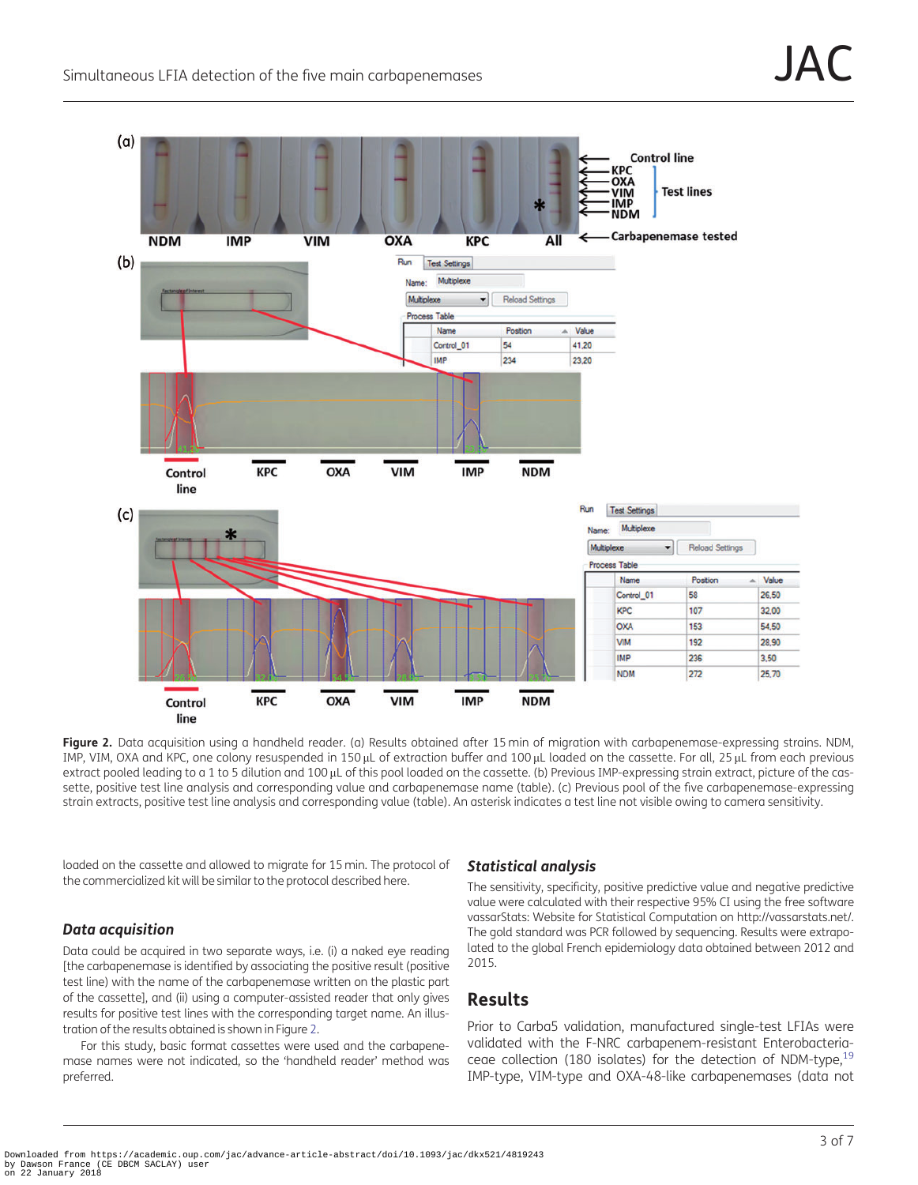**Figure 2.** Data acquisition using a handheld reader. (a) Results obtained after 15 min of migration with carbapenemase-expressing strains. NDM, IMP, VIM, OXA and KPC, one colony resuspended in 150 μL of extraction buffer and 100 μL loaded on the cassette. For all, 25 μL from each previous extract pooled leading to a 1 to 5 dilution and 100 μL of this pool loaded on the cassette. (b) Previous IMP-expressing strain extract, picture of the cassette, positive test line analysis and corresponding value and carbapenemase name (table). (c) Previous pool of the five carbapenemase-expressing strain extracts, positive test line analysis and corresponding value (table). An asterisk indicates a test line not visible owing to camera sensitivity.

loaded on the cassette and allowed to migrate for 15 min. The protocol of the commercialized kit will be similar to the protocol described here.

### *Data acquisition*

Data could be acquired in two separate ways, i.e. (i) a naked eye reading [the carbapenemase is identified by associating the positive result (positive test line) with the name of the carbapenemase written on the plastic part of the cassette], and (ii) using a computer-assisted reader that only gives results for positive test lines with the corresponding target name. An illustration of the results obtained is shown in Figure 2.

For this study, basic format cassettes were used and the carbapenemase names were not indicated, so the 'handheld reader' method was preferred.

### *Statistical analysis*

The sensitivity, specificity, positive predictive value and negative predictive value were calculated with their respective 95% CI using the free software vassarStats: Website for Statistical Computation on http://vassarstats.net/. The gold standard was PCR followed by sequencing. Results were extrapolated to the global French epidemiology data obtained between 2012 and 2015.

## Results

Prior to Carba5 validation, manufactured single-test LFIAs were validated with the F-NRC carbapenem-resistant Enterobacteriaceae collection (180 isolates) for the detection of NDM-type,[19] IMP-type, VIM-type and OXA-48-like carbapenemases (data not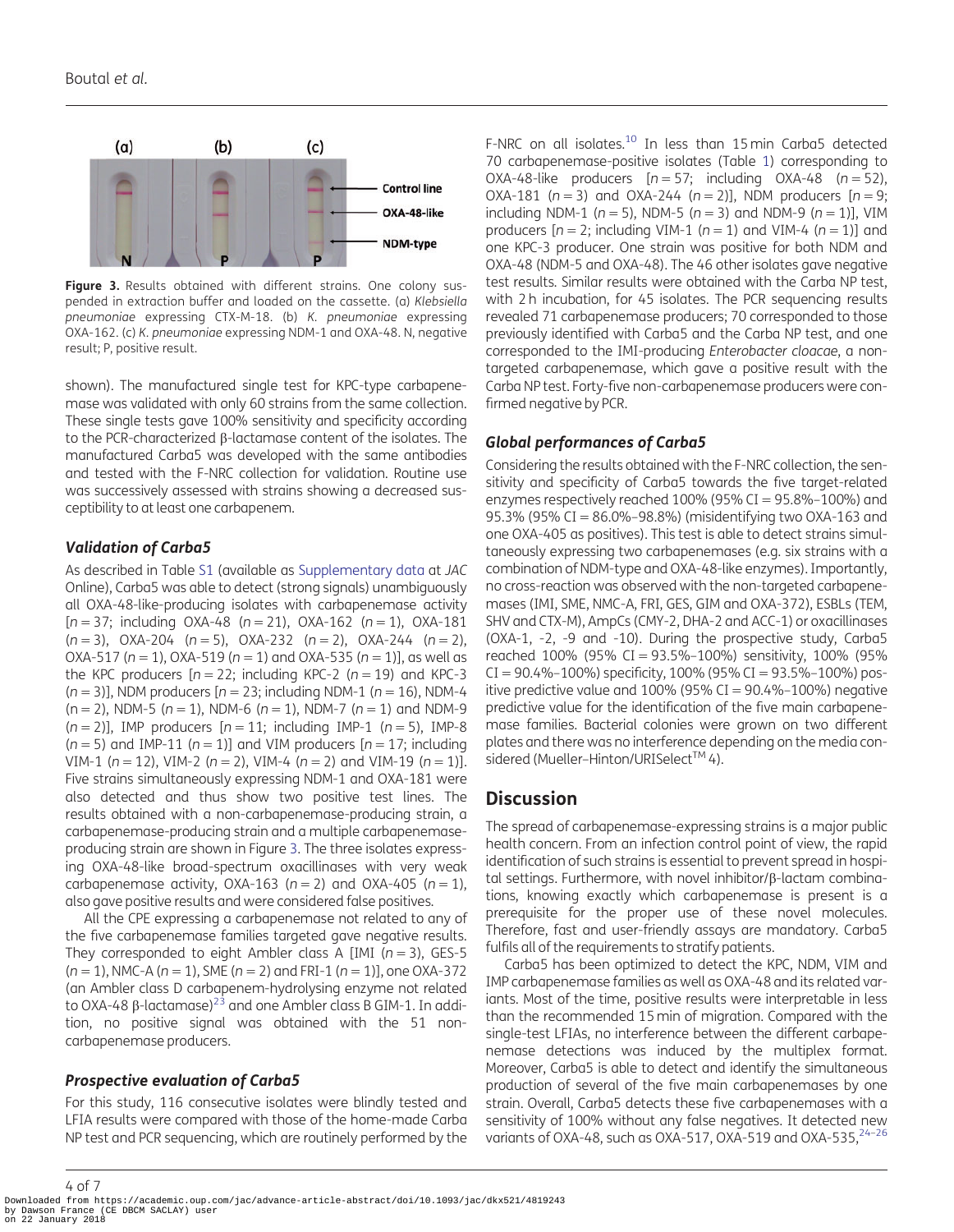Figure 3. Results obtained with different strains. One colony suspended in extraction buffer and loaded on the cassette. (a) *Klebsiella pneumoniae* expressing CTX-M-18. (b) *K. pneumoniae* expressing OXA-162. (c) *K. pneumoniae* expressing NDM-1 and OXA-48. N, negative result; P, positive result.

shown). The manufactured single test for KPC-type carbapenemase was validated with only 60 strains from the same collection. These single tests gave 100% sensitivity and specificity according to the PCR-characterized β-lactamase content of the isolates. The manufactured Carba5 was developed with the same antibodies and tested with the F-NRC collection for validation. Routine use was successively assessed with strains showing a decreased susceptibility to at least one carbapenem.

### Validation of Carba5

As described in Table S1 (available as Supplementary data at *JAC* Online), Carba5 was able to detect (strong signals) unambiguously all OXA-48-like-producing isolates with carbapenemase activity [*n* = 37; including OXA-48 (*n* = 21), OXA-162 (*n* = 1), OXA-181 (*n* = 3), OXA-204 (*n* = 5), OXA-232 (*n* = 2), OXA-244 (*n* = 2), OXA-517 (*n* = 1), OXA-519 (*n* = 1) and OXA-535 (*n* = 1)], as well as the KPC producers [*n* = 22; including KPC-2 (*n* = 19) and KPC-3 (*n* = 3)], NDM producers [*n* = 23; including NDM-1 (*n* = 16), NDM-4 (*n* = 2), NDM-5 (*n* = 1), NDM-6 (*n* = 1), NDM-7 (*n* = 1) and NDM-9 (*n* = 2)], IMP producers [*n* = 11; including IMP-1 (*n* = 5), IMP-8 (*n* = 5) and IMP-11 (*n* = 1)] and VIM producers [*n* = 17; including VIM-1 (*n* = 12), VIM-2 (*n* = 2), VIM-4 (*n* = 2) and VIM-19 (*n* = 1)]. Five strains simultaneously expressing NDM-1 and OXA-181 were also detected and thus show two positive test lines. The results obtained with a non-carbapenemase-producing strain, a carbapenemase-producing strain and a multiple carbapenemase-producing strain are shown in Figure 3. The three isolates expressing OXA-48-like broad-spectrum oxacillinases with very weak carbapenemase activity, OXA-163 (*n* = 2) and OXA-405 (*n* = 1), also gave positive results and were considered false positives.

All the CPE expressing a carbapenemase not related to any of the five carbapenemase families targeted gave negative results. They corresponded to eight Ambler class A [IMI (*n* = 3), GES-5 (*n* = 1), NMC-A (*n* = 1), SME (*n* = 2) and FRI-1 (*n* = 1)], one OXA-372 (an Ambler class D carbapenem-hydrolysing enzyme not related to OXA-48 β-lactamase)[23] and one Ambler class B GIM-1. In addition, no positive signal was obtained with the 51 non-carbapenemase producers.

### Prospective evaluation of Carba5

For this study, 116 consecutive isolates were blindly tested and LFIA results were compared with those of the home-made Carba NP test and PCR sequencing, which are routinely performed by the F-NRC on all isolates.[10] In less than 15 min Carba5 detected 70 carbapenemase-positive isolates (Table 1) corresponding to OXA-48-like producers [*n* = 57; including OXA-48 (*n* = 52), OXA-181 (*n* = 3) and OXA-244 (*n* = 2)], NDM producers [*n* = 9; including NDM-1 (*n* = 5), NDM-5 (*n* = 3) and NDM-9 (*n* = 1)], VIM producers [*n* = 2; including VIM-1 (*n* = 1) and VIM-4 (*n* = 1)] and one KPC-3 producer. One strain was positive for both NDM and OXA-48 (NDM-5 and OXA-48). The 46 other isolates gave negative test results. Similar results were obtained with the Carba NP test, with 2 h incubation, for 45 isolates. The PCR sequencing results revealed 71 carbapenemase producers; 70 corresponded to those previously identified with Carba5 and the Carba NP test, and one corresponded to the IMI-producing *Enterobacter cloacae*, a non-targeted carbapenemase, which gave a positive result with the Carba NP test. Forty-five non-carbapenemase producers were confirmed negative by PCR.

### Global performances of Carba5

Considering the results obtained with the F-NRC collection, the sensitivity and specificity of Carba5 towards the five target-related enzymes respectively reached 100% (95% CI = 95.8%–100%) and 95.3% (95% CI = 86.0%–98.8%) (misidentifying two OXA-163 and one OXA-405 as positives). This test is able to detect strains simultaneously expressing two carbapenemases (e.g. six strains with a combination of NDM-type and OXA-48-like enzymes). Importantly, no cross-reaction was observed with the non-targeted carbapenemases (IMI, SME, NMC-A, FRI, GES, GIM and OXA-372), ESBLs (TEM, SHV and CTX-M), AmpCs (CMY-2, DHA-2 and ACC-1) or oxacillinases (OXA-1, -2, -9 and -10). During the prospective study, Carba5 reached 100% (95% CI = 93.5%–100%) sensitivity, 100% (95% CI = 90.4%–100%) specificity, 100% (95% CI = 93.5%–100%) positive predictive value and 100% (95% CI = 90.4%–100%) negative predictive value for the identification of the five main carbapenemase families. Bacterial colonies were grown on two different plates and there was no interference depending on the media considered (Mueller–Hinton/URISelect™ 4).

## Discussion

The spread of carbapenemase-expressing strains is a major public health concern. From an infection control point of view, the rapid identification of such strains is essential to prevent spread in hospital settings. Furthermore, with novel inhibitor/β-lactam combinations, knowing exactly which carbapenemase is present is a prerequisite for the proper use of these novel molecules. Therefore, fast and user-friendly assays are mandatory. Carba5 fulfils all of the requirements to stratify patients.

Carba5 has been optimized to detect the KPC, NDM, VIM and IMP carbapenemase families as well as OXA-48 and its related variants. Most of the time, positive results were interpretable in less than the recommended 15 min of migration. Compared with the single-test LFIAs, no interference between the different carbapenemase detections was induced by the multiplex format. Moreover, Carba5 is able to detect and identify the simultaneous production of several of the five main carbapenemases by one strain. Overall, Carba5 detects these five carbapenemases with a sensitivity of 100% without any false negatives. It detected new variants of OXA-48, such as OXA-517, OXA-519 and OXA-535,[24–26]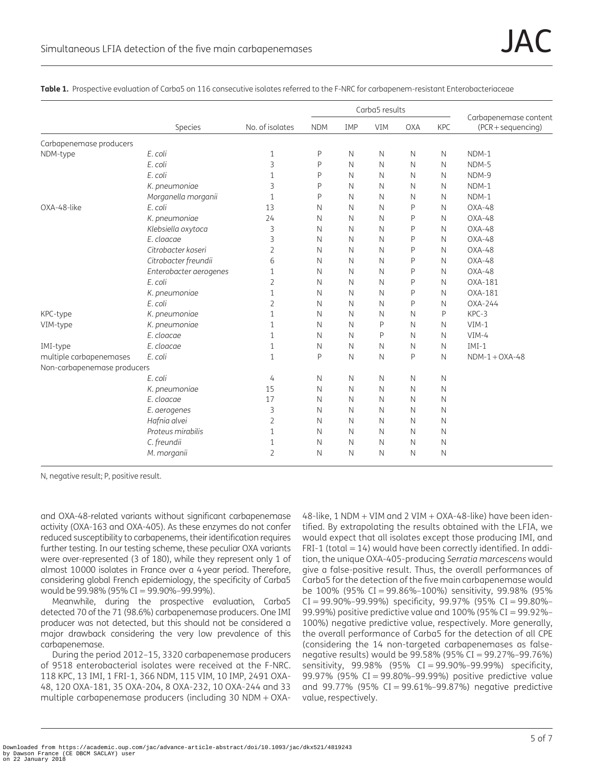**Table 1.** Prospective evaluation of Carba5 on 116 consecutive isolates referred to the F-NRC for carbapenem-resistant Enterobacteriaceae

| | Species | No. of isolates | Carba5 results | | | | | Carbapenemase content (PCR + sequencing) |
|---|---|---|---|---|---|---|---|---|
| | | | NDM | IMP | VIM | OXA | KPC | |
| Carbapenemase producers | | | | | | | | |
| NDM-type | *E. coli* | 1 | P | N | N | N | N | NDM-1 |
| | *E. coli* | 3 | P | N | N | N | N | NDM-5 |
| | *E. coli* | 1 | P | N | N | N | N | NDM-9 |
| | *K. pneumoniae* | 3 | P | N | N | N | N | NDM-1 |
| | *Morganella morganii* | 1 | P | N | N | N | N | NDM-1 |
| OXA-48-like | *E. coli* | 13 | N | N | N | P | N | OXA-48 |
| | *K. pneumoniae* | 24 | N | N | N | P | N | OXA-48 |
| | *Klebsiella oxytoca* | 3 | N | N | N | P | N | OXA-48 |
| | *E. cloacae* | 3 | N | N | N | P | N | OXA-48 |
| | *Citrobacter koseri* | 2 | N | N | N | P | N | OXA-48 |
| | *Citrobacter freundii* | 6 | N | N | N | P | N | OXA-48 |
| | *Enterobacter aerogenes* | 1 | N | N | N | P | N | OXA-48 |
| | *E. coli* | 2 | N | N | N | P | N | OXA-181 |
| | *K. pneumoniae* | 1 | N | N | N | P | N | OXA-181 |
| | *E. coli* | 2 | N | N | N | P | N | OXA-244 |
| KPC-type | *K. pneumoniae* | 1 | N | N | N | N | P | KPC-3 |
| VIM-type | *K. pneumoniae* | 1 | N | N | P | N | N | VIM-1 |
| | *E. cloacae* | 1 | N | N | P | N | N | VIM-4 |
| IMI-type | *E. cloacae* | 1 | N | N | N | N | N | IMI-1 |
| multiple carbapenemases | *E. coli* | 1 | P | N | N | P | N | NDM-1 + OXA-48 |
| Non-carbapenemase producers | | | | | | | | |
| | *E. coli* | 4 | N | N | N | N | N | |
| | *K. pneumoniae* | 15 | N | N | N | N | N | |
| | *E. cloacae* | 17 | N | N | N | N | N | |
| | *E. aerogenes* | 3 | N | N | N | N | N | |
| | *Hafnia alvei* | 2 | N | N | N | N | N | |
| | *Proteus mirabilis* | 1 | N | N | N | N | N | |
| | *C. freundii* | 1 | N | N | N | N | N | |
| | *M. morganii* | 2 | N | N | N | N | N | |

N, negative result; P, positive result.

and OXA-48-related variants without significant carbapenemase activity (OXA-163 and OXA-405). As these enzymes do not confer reduced susceptibility to carbapenems, their identification requires further testing. In our testing scheme, these peculiar OXA variants were over-represented (3 of 180), while they represent only 1 of almost 10000 isolates in France over a 4 year period. Therefore, considering global French epidemiology, the specificity of Carba5 would be 99.98% (95% CI = 99.90%–99.99%).

Meanwhile, during the prospective evaluation, Carba5 detected 70 of the 71 (98.6%) carbapenemase producers. One IMI producer was not detected, but this should not be considered a major drawback considering the very low prevalence of this carbapenemase.

During the period 2012–15, 3320 carbapenemase producers of 9518 enterobacterial isolates were received at the F-NRC. 118 KPC, 13 IMI, 1 FRI-1, 366 NDM, 115 VIM, 10 IMP, 2491 OXA-48, 120 OXA-181, 35 OXA-204, 8 OXA-232, 10 OXA-244 and 33 multiple carbapenemase producers (including 30 NDM + OXA-48-like, 1 NDM + VIM and 2 VIM + OXA-48-like) have been identified. By extrapolating the results obtained with the LFIA, we would expect that all isolates except those producing IMI, and FRI-1 (total = 14) would have been correctly identified. In addition, the unique OXA-405-producing *Serratia marcescens* would give a false-positive result. Thus, the overall performances of Carba5 for the detection of the five main carbapenemase would be 100% (95% CI = 99.86%–100%) sensitivity, 99.98% (95% CI = 99.90%–99.99%) specificity, 99.97% (95% CI = 99.80%–99.99%) positive predictive value and 100% (95% CI = 99.92%–100%) negative predictive value, respectively. More generally, the overall performance of Carba5 for the detection of all CPE (considering the 14 non-targeted carbapenemases as false-negative results) would be 99.58% (95% CI = 99.27%–99.76%) sensitivity, 99.98% (95% CI = 99.90%–99.99%) specificity, 99.97% (95% CI = 99.80%–99.99%) positive predictive value and 99.77% (95% CI = 99.61%–99.87%) negative predictive value, respectively.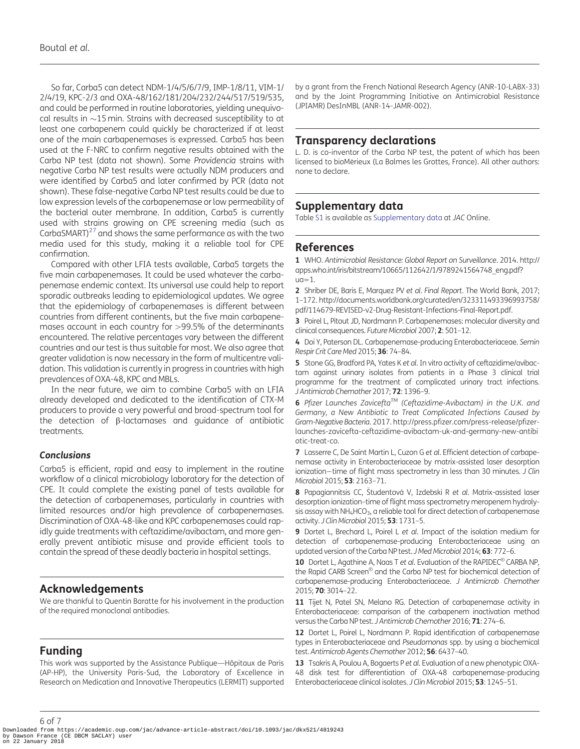So far, Carba5 can detect NDM-1/4/5/6/7/9, IMP-1/8/11, VIM-1/2/4/19, KPC-2/3 and OXA-48/162/181/204/232/244/517/519/535, and could be performed in routine laboratories, yielding unequivocal results in ∼15 min. Strains with decreased susceptibility to at least one carbapenem could quickly be characterized if at least one of the main carbapenemases is expressed. Carba5 has been used at the F-NRC to confirm negative results obtained with the Carba NP test (data not shown). Some *Providencia* strains with negative Carba NP test results were actually NDM producers and were identified by Carba5 and later confirmed by PCR (data not shown). These false-negative Carba NP test results could be due to low expression levels of the carbapenemase or low permeability of the bacterial outer membrane. In addition, Carba5 is currently used with strains growing on CPE screening media (such as CarbaSMART)[27] and shows the same performance as with the two media used for this study, making it a reliable tool for CPE confirmation.

Compared with other LFIA tests available, Carba5 targets the five main carbapenemases. It could be used whatever the carbapenemase endemic context. Its universal use could help to report sporadic outbreaks leading to epidemiological updates. We agree that the epidemiology of carbapenemases is different between countries from different continents, but the five main carbapenemases account in each country for >99.5% of the determinants encountered. The relative percentages vary between the different countries and our test is thus suitable for most. We also agree that greater validation is now necessary in the form of multicentre validation. This validation is currently in progress in countries with high prevalences of OXA-48, KPC and MBLs.

In the near future, we aim to combine Carba5 with an LFIA already developed and dedicated to the identification of CTX-M producers to provide a very powerful and broad-spectrum tool for the detection of β-lactamases and guidance of antibiotic treatments.

### Conclusions

Carba5 is efficient, rapid and easy to implement in the routine workflow of a clinical microbiology laboratory for the detection of CPE. It could complete the existing panel of tests available for the detection of carbapenemases, particularly in countries with limited resources and/or high prevalence of carbapenemases. Discrimination of OXA-48-like and KPC carbapenemases could rapidly guide treatments with ceftazidime/avibactam, and more generally prevent antibiotic misuse and provide efficient tools to contain the spread of these deadly bacteria in hospital settings.

## Acknowledgements

We are thankful to Quentin Baratte for his involvement in the production of the required monoclonal antibodies.

## Funding

This work was supported by the Assistance Publique—Hôpitaux de Paris (AP-HP), the University Paris-Sud, the Laboratory of Excellence in Research on Medication and Innovative Therapeutics (LERMIT) supported by a grant from the French National Research Agency (ANR-10-LABX-33) and by the Joint Programming Initiative on Antimicrobial Resistance (JPIAMR) DesInMBL (ANR-14-JAMR-002).

## Transparency declarations

L. D. is co-inventor of the Carba NP test, the patent of which has been licensed to bioMérieux (La Balmes les Grottes, France). All other authors: none to declare.

## Supplementary data

Table S1 is available as Supplementary data at *JAC* Online.

## References

**1** WHO. *Antimicrobial Resistance: Global Report on Surveillance*. 2014. http://apps.who.int/iris/bitstream/10665/112642/1/9789241564748_eng.pdf?ua=1.

**2** Shriber DE, Baris E, Marquez PV *et al*. *Final Report*. The World Bank, 2017; 1–172. http://documents.worldbank.org/curated/en/323311493396993758/pdf/114679-REVISED-v2-Drug-Resistant-Infections-Final-Report.pdf.

**3** Poirel L, Pitout JD, Nordmann P. Carbapenemases: molecular diversity and clinical consequences. *Future Microbiol* 2007; **2**: 501–12.

**4** Doi Y, Paterson DL. Carbapenemase-producing Enterobacteriaceae. *Semin Respir Crit Care Med* 2015; **36**: 74–84.

**5** Stone GG, Bradford PA, Yates K *et al*. In vitro activity of ceftazidime/avibactam against urinary isolates from patients in a Phase 3 clinical trial programme for the treatment of complicated urinary tract infections. *J Antimicrob Chemother* 2017; **72**: 1396–9.

**6** *Pfizer Launches Zavicefta™ (Ceftazidime-Avibactam) in the U.K. and Germany, a New Antibiotic to Treat Complicated Infections Caused by Gram-Negative Bacteria*. 2017. http://www.pfizer.com/press-release/pfizer-launches-zavicefta-ceftazidime-avibactam-uk-and-germany-new-antibiotic-treat-co.

**7** Lasserre C, De Saint Martin L, Cuzon G *et al*. Efficient detection of carbapenemase activity in Enterobacteriaceae by matrix-assisted laser desorption ionization−time of flight mass spectrometry in less than 30 minutes. *J Clin Microbiol* 2015; **53**: 2163–71.

**8** Papagiannitsis CC, Študentová V, Izdebski R *et al*. Matrix-assisted laser desorption ionization–time of flight mass spectrometry meropenem hydrolysis assay with $NH_4HCO_3$, a reliable tool for direct detection of carbapenemase activity. *J Clin Microbiol* 2015; **53**: 1731–5.

**9** Dortet L, Brechard L, Poirel L *et al*. Impact of the isolation medium for detection of carbapenemase-producing Enterobacteriaceae using an updated version of the Carba NP test. *J Med Microbiol* 2014; **63**: 772–6.

**10** Dortet L, Agathine A, Naas T *et al*. Evaluation of the RAPIDEC® CARBA NP, the Rapid CARB Screen® and the Carba NP test for biochemical detection of carbapenemase-producing Enterobacteriaceae. *J Antimicrob Chemother* 2015; **70**: 3014–22.

**11** Tijet N, Patel SN, Melano RG. Detection of carbapenemase activity in Enterobacteriaceae: comparison of the carbapenem inactivation method versus the Carba NP test. *J Antimicrob Chemother* 2016; **71**: 274–6.

**12** Dortet L, Poirel L, Nordmann P. Rapid identification of carbapenemase types in Enterobacteriaceae and *Pseudomonas* spp. by using a biochemical test. *Antimicrob Agents Chemother* 2012; **56**: 6437–40.

**13** Tsakris A, Poulou A, Bogaerts P *et al*. Evaluation of a new phenotypic OXA-48 disk test for differentiation of OXA-48 carbapenemase-producing Enterobacteriaceae clinical isolates. *J Clin Microbiol* 2015; **53**: 1245–51.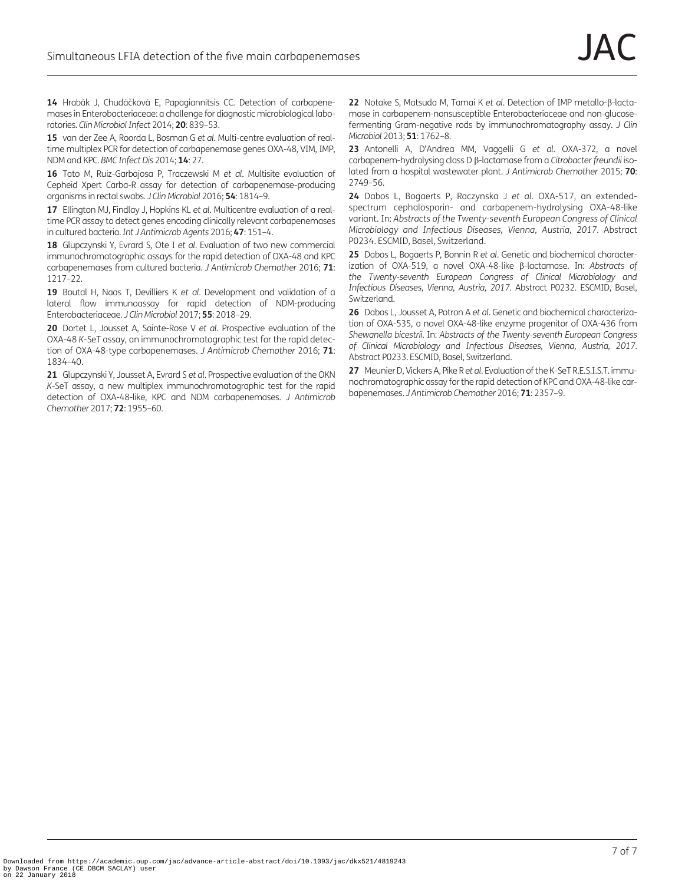**14** Hrabák J, Chudáčková E, Papagiannitsis CC. Detection of carbapenemases in Enterobacteriaceae: a challenge for diagnostic microbiological laboratories. *Clin Microbiol Infect* 2014; **20**: 839–53.

**15** van der Zee A, Roorda L, Bosman G *et al*. Multi-centre evaluation of real-time multiplex PCR for detection of carbapenemase genes OXA-48, VIM, IMP, NDM and KPC. *BMC Infect Dis* 2014; **14**: 27.

**16** Tato M, Ruiz-Garbajosa P, Traczewski M *et al*. Multisite evaluation of Cepheid Xpert Carba-R assay for detection of carbapenemase-producing organisms in rectal swabs. *J Clin Microbiol* 2016; **54**: 1814–9.

**17** Ellington MJ, Findlay J, Hopkins KL *et al*. Multicentre evaluation of a real-time PCR assay to detect genes encoding clinically relevant carbapenemases in cultured bacteria. *Int J Antimicrob Agents* 2016; **47**: 151–4.

**18** Glupczynski Y, Evrard S, Ote I *et al*. Evaluation of two new commercial immunochromatographic assays for the rapid detection of OXA-48 and KPC carbapenemases from cultured bacteria. *J Antimicrob Chemother* 2016; **71**: 1217–22.

**19** Boutal H, Naas T, Devilliers K *et al*. Development and validation of a lateral flow immunoassay for rapid detection of NDM-producing Enterobacteriaceae. *J Clin Microbiol* 2017; **55**: 2018–29.

**20** Dortet L, Jousset A, Sainte-Rose V *et al*. Prospective evaluation of the OXA-48 *K*-SeT assay, an immunochromatographic test for the rapid detection of OXA-48-type carbapenemases. *J Antimicrob Chemother* 2016; **71**: 1834–40.

**21** Glupczynski Y, Jousset A, Evrard S *et al*. Prospective evaluation of the OKN *K*-SeT assay, a new multiplex immunochromatographic test for the rapid detection of OXA-48-like, KPC and NDM carbapenemases. *J Antimicrob Chemother* 2017; **72**: 1955–60.

**22** Notake S, Matsuda M, Tamai K *et al*. Detection of IMP metallo-β-lactamase in carbapenem-nonsusceptible Enterobacteriaceae and non-glucose-fermenting Gram-negative rods by immunochromatography assay. *J Clin Microbiol* 2013; **51**: 1762–8.

**23** Antonelli A, D'Andrea MM, Vaggelli G *et al*. OXA-372, a novel carbapenem-hydrolysing class D β-lactamase from a *Citrobacter freundii* isolated from a hospital wastewater plant. *J Antimicrob Chemother* 2015; **70**: 2749–56.

**24** Dabos L, Bogaerts P, Raczynska J *et al*. OXA-517, an extended-spectrum cephalosporin- and carbapenem-hydrolysing OXA-48-like variant. In: *Abstracts of the Twenty-seventh European Congress of Clinical Microbiology and Infectious Diseases, Vienna, Austria, 2017*. Abstract P0234. ESCMID, Basel, Switzerland.

**25** Dabos L, Bogaerts P, Bonnin R *et al*. Genetic and biochemical characterization of OXA-519, a novel OXA-48-like β-lactamase. In: *Abstracts of the Twenty-seventh European Congress of Clinical Microbiology and Infectious Diseases, Vienna, Austria, 2017*. Abstract P0232. ESCMID, Basel, Switzerland.

**26** Dabos L, Jousset A, Potron A *et al*. Genetic and biochemical characterization of OXA-535, a novel OXA-48-like enzyme progenitor of OXA-436 from *Shewanella bicestrii*. In: *Abstracts of the Twenty-seventh European Congress of Clinical Microbiology and Infectious Diseases, Vienna, Austria, 2017*. Abstract P0233. ESCMID, Basel, Switzerland.

**27** Meunier D, Vickers A, Pike R *et al*. Evaluation of the K-SeT R.E.S.I.S.T. immunochromatographic assay for the rapid detection of KPC and OXA-48-like carbapenemases. *J Antimicrob Chemother* 2016; **71**: 2357–9.